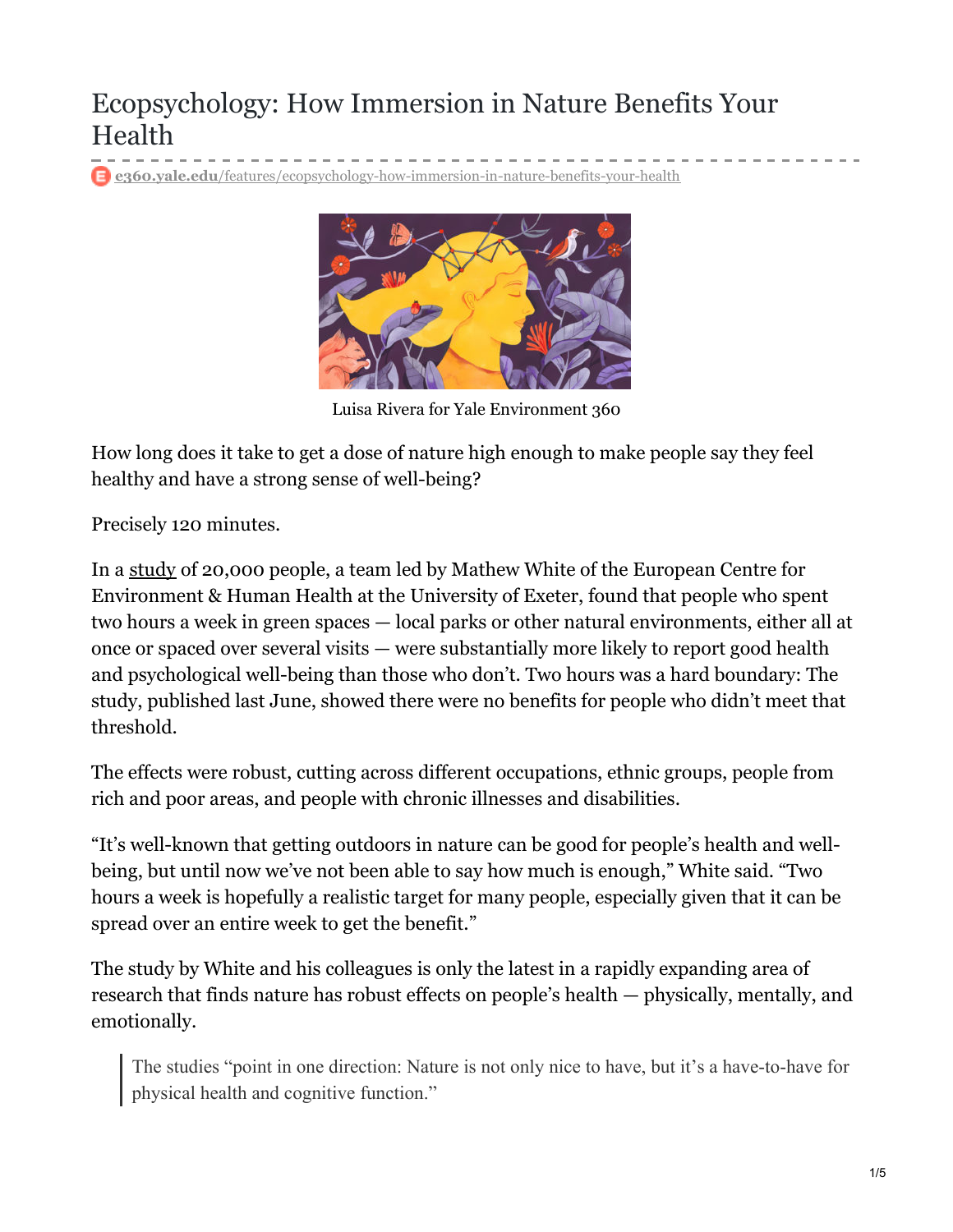# Ecopsychology: How Immersion in Nature Benefits Your Health

e360.yale.edu/features/ecopsychology-how-immersion-in-nature-benefits-your-health

Luisa Rivera for Yale Environment 360

How long does it take to get a dose of nature high enough to make people say they feel healthy and have a strong sense of well-being?

Precisely 120 minutes.

In a study of 20,000 people, a team led by Mathew White of the European Centre for Environment & Human Health at the University of Exeter, found that people who spent two hours a week in green spaces — local parks or other natural environments, either all at once or spaced over several visits — were substantially more likely to report good health and psychological well-being than those who don't. Two hours was a hard boundary: The study, published last June, showed there were no benefits for people who didn't meet that threshold.

The effects were robust, cutting across different occupations, ethnic groups, people from rich and poor areas, and people with chronic illnesses and disabilities.

"It's well-known that getting outdoors in nature can be good for people's health and well-being, but until now we've not been able to say how much is enough," White said. "Two hours a week is hopefully a realistic target for many people, especially given that it can be spread over an entire week to get the benefit."

The study by White and his colleagues is only the latest in a rapidly expanding area of research that finds nature has robust effects on people's health — physically, mentally, and emotionally.

> The studies "point in one direction: Nature is not only nice to have, but it's a have-to-have for physical health and cognitive function."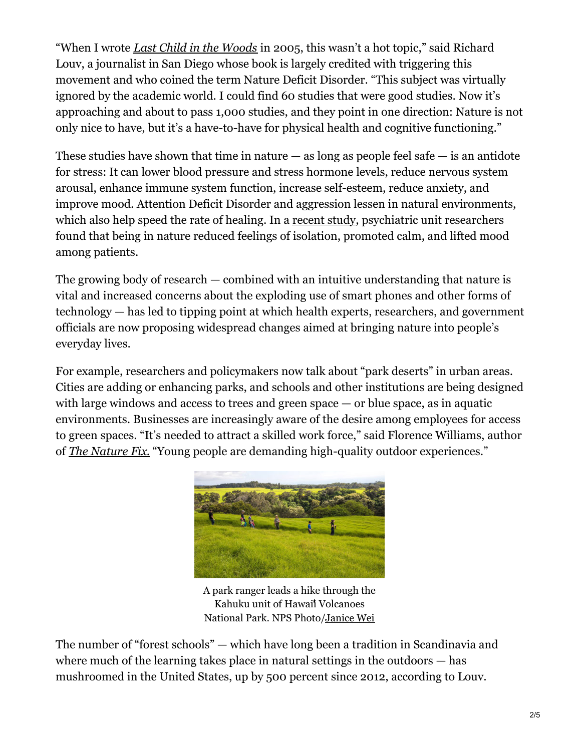"When I wrote *Last Child in the Woods* in 2005, this wasn't a hot topic," said Richard Louv, a journalist in San Diego whose book is largely credited with triggering this movement and who coined the term Nature Deficit Disorder. "This subject was virtually ignored by the academic world. I could find 60 studies that were good studies. Now it's approaching and about to pass 1,000 studies, and they point in one direction: Nature is not only nice to have, but it's a have-to-have for physical health and cognitive functioning."

These studies have shown that time in nature — as long as people feel safe — is an antidote for stress: It can lower blood pressure and stress hormone levels, reduce nervous system arousal, enhance immune system function, increase self-esteem, reduce anxiety, and improve mood. Attention Deficit Disorder and aggression lessen in natural environments, which also help speed the rate of healing. In a recent study, psychiatric unit researchers found that being in nature reduced feelings of isolation, promoted calm, and lifted mood among patients.

The growing body of research — combined with an intuitive understanding that nature is vital and increased concerns about the exploding use of smart phones and other forms of technology — has led to tipping point at which health experts, researchers, and government officials are now proposing widespread changes aimed at bringing nature into people's everyday lives.

For example, researchers and policymakers now talk about "park deserts" in urban areas. Cities are adding or enhancing parks, and schools and other institutions are being designed with large windows and access to trees and green space — or blue space, as in aquatic environments. Businesses are increasingly aware of the desire among employees for access to green spaces. "It's needed to attract a skilled work force," said Florence Williams, author of *The Nature Fix.* "Young people are demanding high-quality outdoor experiences."

A park ranger leads a hike through the Kahuku unit of Hawaiʻi Volcanoes National Park. NPS Photo/Janice Wei

The number of "forest schools" — which have long been a tradition in Scandinavia and where much of the learning takes place in natural settings in the outdoors — has mushroomed in the United States, up by 500 percent since 2012, according to Louv.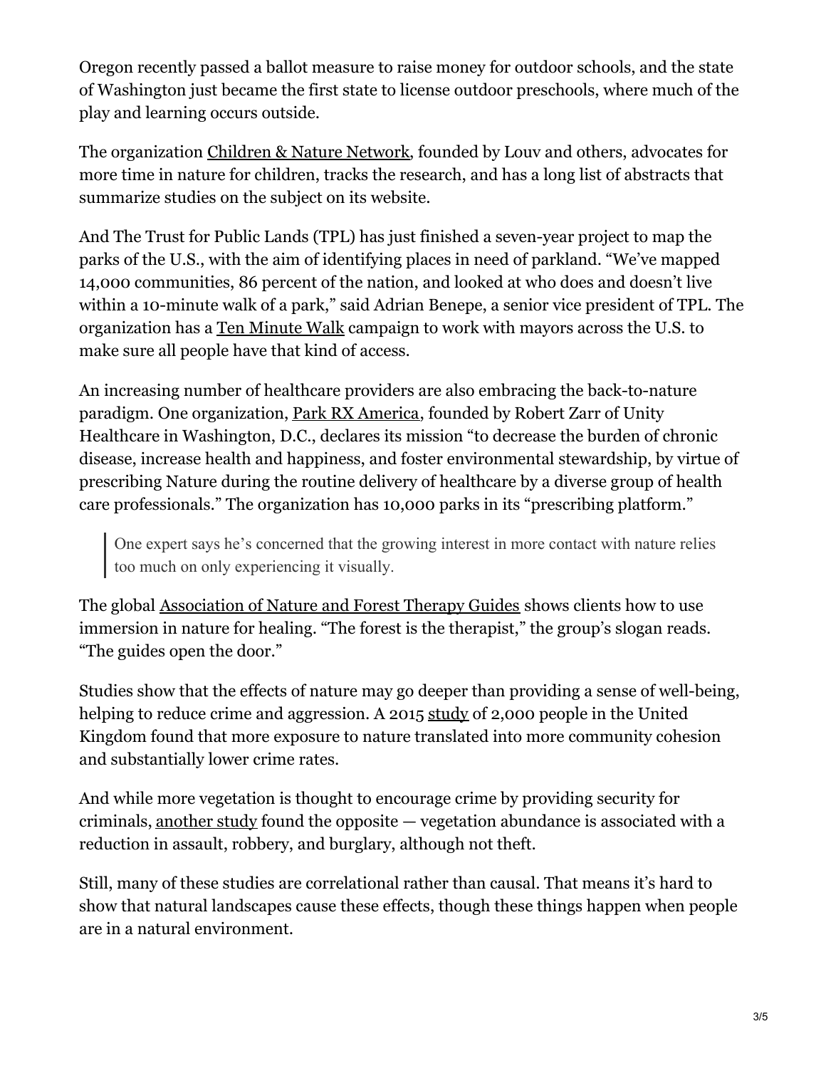Oregon recently passed a ballot measure to raise money for outdoor schools, and the state of Washington just became the first state to license outdoor preschools, where much of the play and learning occurs outside.

The organization Children & Nature Network, founded by Louv and others, advocates for more time in nature for children, tracks the research, and has a long list of abstracts that summarize studies on the subject on its website.

And The Trust for Public Lands (TPL) has just finished a seven-year project to map the parks of the U.S., with the aim of identifying places in need of parkland. "We've mapped 14,000 communities, 86 percent of the nation, and looked at who does and doesn't live within a 10-minute walk of a park," said Adrian Benepe, a senior vice president of TPL. The organization has a Ten Minute Walk campaign to work with mayors across the U.S. to make sure all people have that kind of access.

An increasing number of healthcare providers are also embracing the back-to-nature paradigm. One organization, Park RX America, founded by Robert Zarr of Unity Healthcare in Washington, D.C., declares its mission "to decrease the burden of chronic disease, increase health and happiness, and foster environmental stewardship, by virtue of prescribing Nature during the routine delivery of healthcare by a diverse group of health care professionals." The organization has 10,000 parks in its "prescribing platform."

> One expert says he's concerned that the growing interest in more contact with nature relies too much on only experiencing it visually.

The global Association of Nature and Forest Therapy Guides shows clients how to use immersion in nature for healing. "The forest is the therapist," the group's slogan reads. "The guides open the door."

Studies show that the effects of nature may go deeper than providing a sense of well-being, helping to reduce crime and aggression. A 2015 study of 2,000 people in the United Kingdom found that more exposure to nature translated into more community cohesion and substantially lower crime rates.

And while more vegetation is thought to encourage crime by providing security for criminals, another study found the opposite — vegetation abundance is associated with a reduction in assault, robbery, and burglary, although not theft.

Still, many of these studies are correlational rather than causal. That means it's hard to show that natural landscapes cause these effects, though these things happen when people are in a natural environment.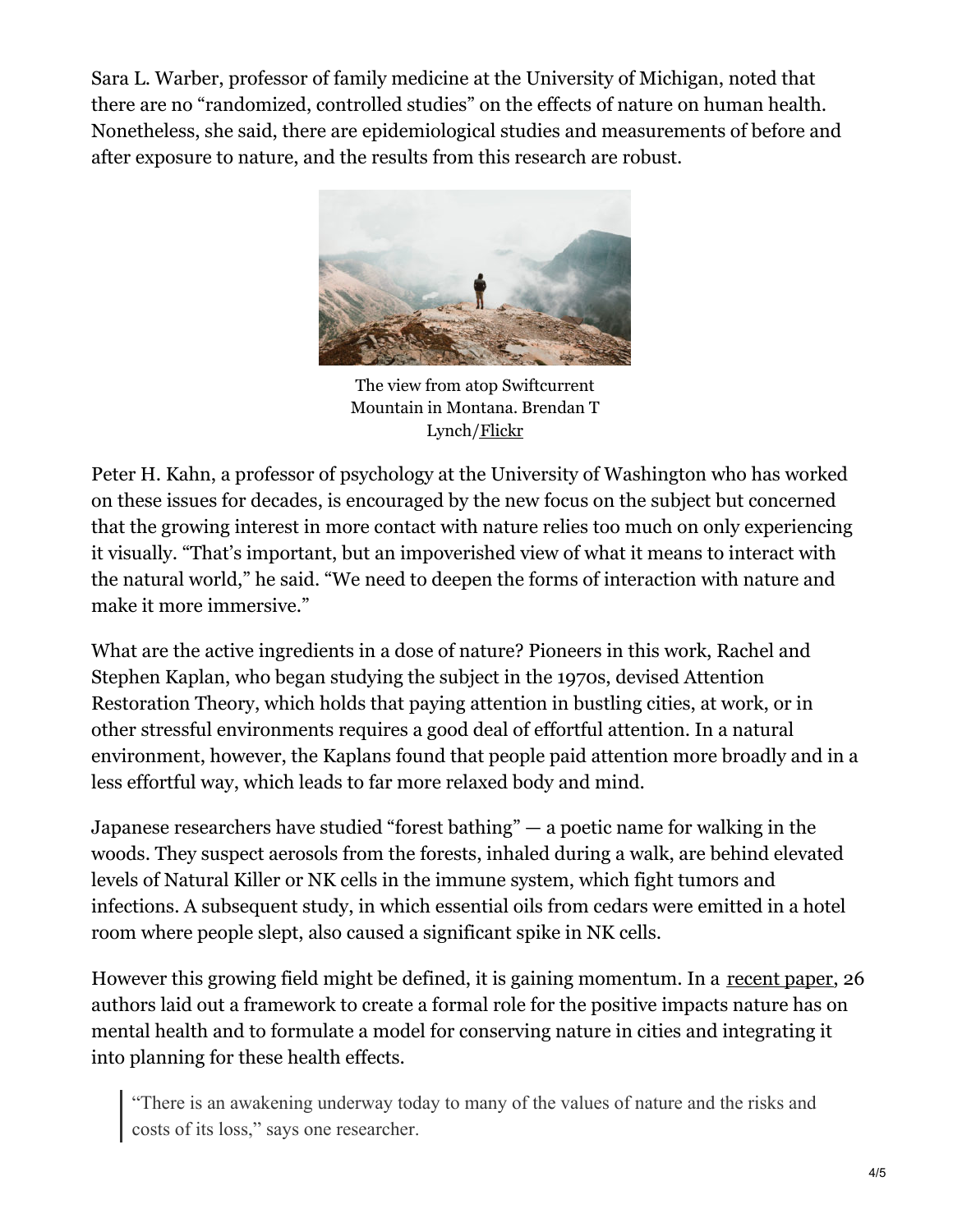Sara L. Warber, professor of family medicine at the University of Michigan, noted that there are no "randomized, controlled studies" on the effects of nature on human health. Nonetheless, she said, there are epidemiological studies and measurements of before and after exposure to nature, and the results from this research are robust.

The view from atop Swiftcurrent Mountain in Montana. Brendan T Lynch/Flickr

Peter H. Kahn, a professor of psychology at the University of Washington who has worked on these issues for decades, is encouraged by the new focus on the subject but concerned that the growing interest in more contact with nature relies too much on only experiencing it visually. "That's important, but an impoverished view of what it means to interact with the natural world," he said. "We need to deepen the forms of interaction with nature and make it more immersive."

What are the active ingredients in a dose of nature? Pioneers in this work, Rachel and Stephen Kaplan, who began studying the subject in the 1970s, devised Attention Restoration Theory, which holds that paying attention in bustling cities, at work, or in other stressful environments requires a good deal of effortful attention. In a natural environment, however, the Kaplans found that people paid attention more broadly and in a less effortful way, which leads to far more relaxed body and mind.

Japanese researchers have studied "forest bathing" — a poetic name for walking in the woods. They suspect aerosols from the forests, inhaled during a walk, are behind elevated levels of Natural Killer or NK cells in the immune system, which fight tumors and infections. A subsequent study, in which essential oils from cedars were emitted in a hotel room where people slept, also caused a significant spike in NK cells.

However this growing field might be defined, it is gaining momentum. In a recent paper, 26 authors laid out a framework to create a formal role for the positive impacts nature has on mental health and to formulate a model for conserving nature in cities and integrating it into planning for these health effects.

> "There is an awakening underway today to many of the values of nature and the risks and costs of its loss," says one researcher.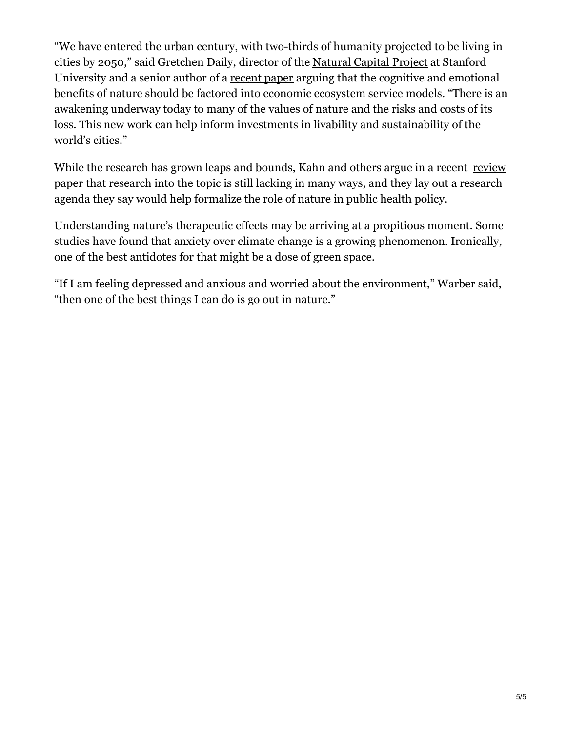"We have entered the urban century, with two-thirds of humanity projected to be living in cities by 2050," said Gretchen Daily, director of the Natural Capital Project at Stanford University and a senior author of a recent paper arguing that the cognitive and emotional benefits of nature should be factored into economic ecosystem service models. "There is an awakening underway today to many of the values of nature and the risks and costs of its loss. This new work can help inform investments in livability and sustainability of the world's cities."

While the research has grown leaps and bounds, Kahn and others argue in a recent review paper that research into the topic is still lacking in many ways, and they lay out a research agenda they say would help formalize the role of nature in public health policy.

Understanding nature's therapeutic effects may be arriving at a propitious moment. Some studies have found that anxiety over climate change is a growing phenomenon. Ironically, one of the best antidotes for that might be a dose of green space.

"If I am feeling depressed and anxious and worried about the environment," Warber said, "then one of the best things I can do is go out in nature."